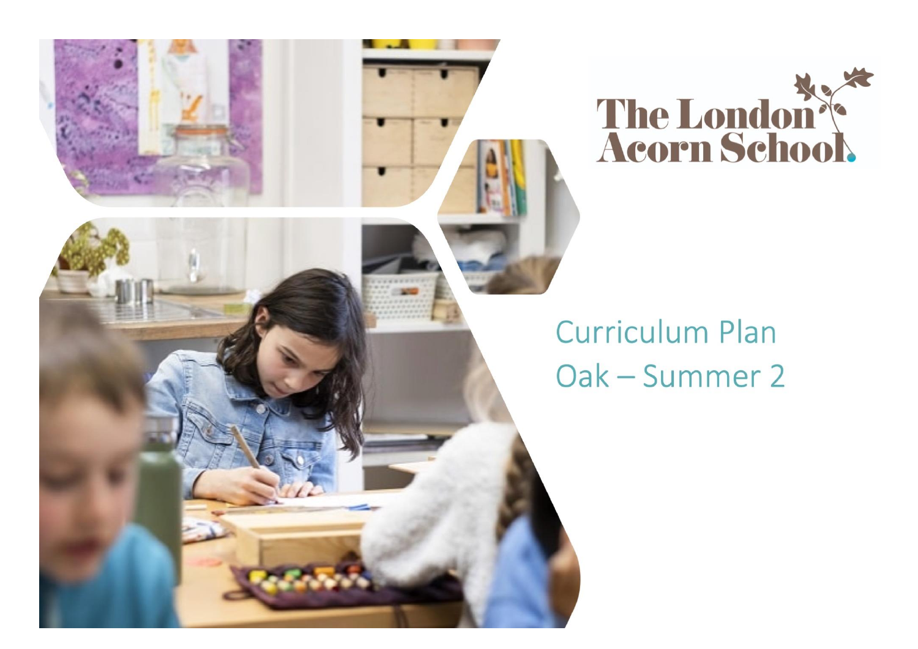The London Acorn School

# Curriculum Plan

## Oak – Summer 2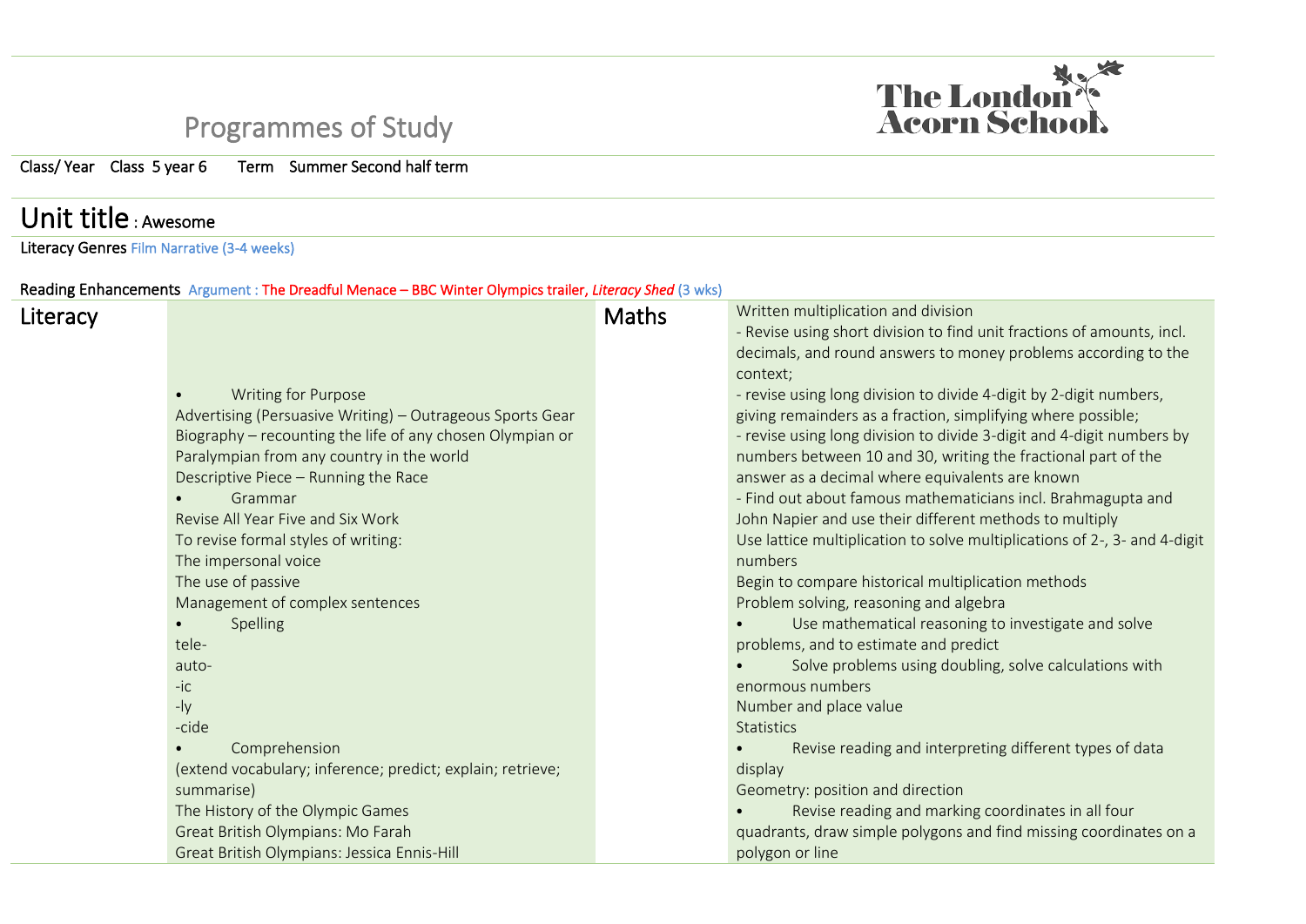# Programmes of Study

Class/ Year   Class 5 year 6   Term   Summer Second half term

## Unit title : Awesome

Literacy Genres Film Narrative (3-4 weeks)

Reading Enhancements Argument : The Dreadful Menace – BBC Winter Olympics trailer, *Literacy Shed* (3 wks)

| Literacy | | Maths | |
|---|---|---|---|
| | • Writing for Purpose<br>Advertising (Persuasive Writing) – Outrageous Sports Gear<br>Biography – recounting the life of any chosen Olympian or Paralympian from any country in the world<br>Descriptive Piece – Running the Race<br>• Grammar<br>Revise All Year Five and Six Work<br>To revise formal styles of writing:<br>The impersonal voice<br>The use of passive<br>Management of complex sentences<br>• Spelling<br>tele-<br>auto-<br>-ic<br>-ly<br>-cide<br>• Comprehension<br>(extend vocabulary; inference; predict; explain; retrieve; summarise)<br>The History of the Olympic Games<br>Great British Olympians: Mo Farah<br>Great British Olympians: Jessica Ennis-Hill | | Written multiplication and division<br>- Revise using short division to find unit fractions of amounts, incl. decimals, and round answers to money problems according to the context;<br>- revise using long division to divide 4-digit by 2-digit numbers, giving remainders as a fraction, simplifying where possible;<br>- revise using long division to divide 3-digit and 4-digit numbers by numbers between 10 and 30, writing the fractional part of the answer as a decimal where equivalents are known<br>- Find out about famous mathematicians incl. Brahmagupta and John Napier and use their different methods to multiply<br>Use lattice multiplication to solve multiplications of 2-, 3- and 4-digit numbers<br>Begin to compare historical multiplication methods<br>Problem solving, reasoning and algebra<br>• Use mathematical reasoning to investigate and solve problems, and to estimate and predict<br>• Solve problems using doubling, solve calculations with enormous numbers<br>Number and place value<br>Statistics<br>• Revise reading and interpreting different types of data display<br>Geometry: position and direction<br>• Revise reading and marking coordinates in all four quadrants, draw simple polygons and find missing coordinates on a polygon or line |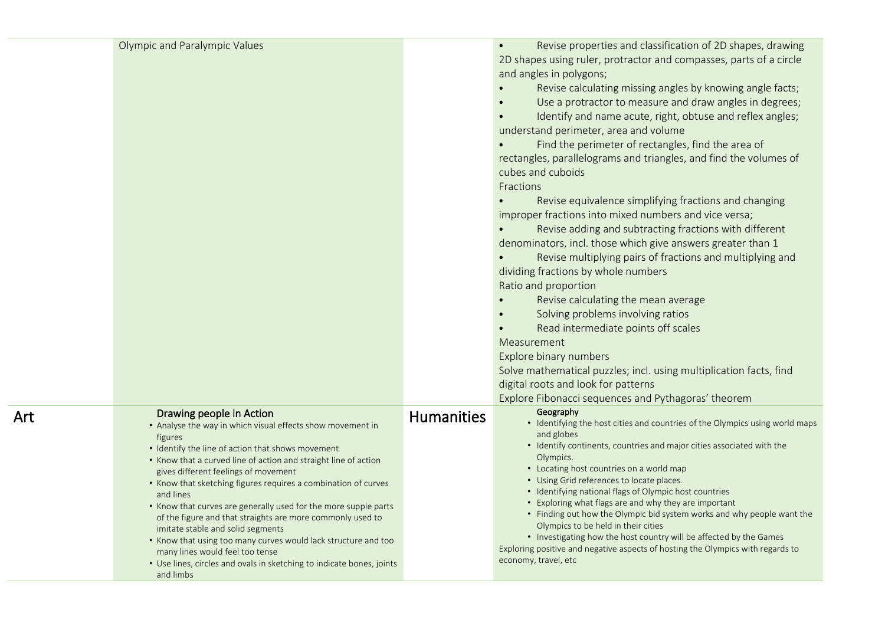| | | | |
|---|---|---|---|
| | Olympic and Paralympic Values | | • Revise properties and classification of 2D shapes, drawing 2D shapes using ruler, protractor and compasses, parts of a circle and angles in polygons;<br>• Revise calculating missing angles by knowing angle facts;<br>• Use a protractor to measure and draw angles in degrees;<br>• Identify and name acute, right, obtuse and reflex angles; understand perimeter, area and volume<br>• Find the perimeter of rectangles, find the area of rectangles, parallelograms and triangles, and find the volumes of cubes and cuboids<br>Fractions<br>• Revise equivalence simplifying fractions and changing improper fractions into mixed numbers and vice versa;<br>• Revise adding and subtracting fractions with different denominators, incl. those which give answers greater than 1<br>• Revise multiplying pairs of fractions and multiplying and dividing fractions by whole numbers<br>Ratio and proportion<br>• Revise calculating the mean average<br>• Solving problems involving ratios<br>• Read intermediate points off scales<br>Measurement<br>Explore binary numbers<br>Solve mathematical puzzles; incl. using multiplication facts, find digital roots and look for patterns<br>Explore Fibonacci sequences and Pythagoras' theorem |
| Art | Drawing people in Action<br>• Analyse the way in which visual effects show movement in figures<br>• Identify the line of action that shows movement<br>• Know that a curved line of action and straight line of action gives different feelings of movement<br>• Know that sketching figures requires a combination of curves and lines<br>• Know that curves are generally used for the more supple parts of the figure and that straights are more commonly used to imitate stable and solid segments<br>• Know that using too many curves would lack structure and too many lines would feel too tense<br>• Use lines, circles and ovals in sketching to indicate bones, joints and limbs | Humanities | Geography<br>• Identifying the host cities and countries of the Olympics using world maps and globes<br>• Identify continents, countries and major cities associated with the Olympics.<br>• Locating host countries on a world map<br>• Using Grid references to locate places.<br>• Identifying national flags of Olympic host countries<br>• Exploring what flags are and why they are important<br>• Finding out how the Olympic bid system works and why people want the Olympics to be held in their cities<br>• Investigating how the host country will be affected by the Games<br>Exploring positive and negative aspects of hosting the Olympics with regards to economy, travel, etc |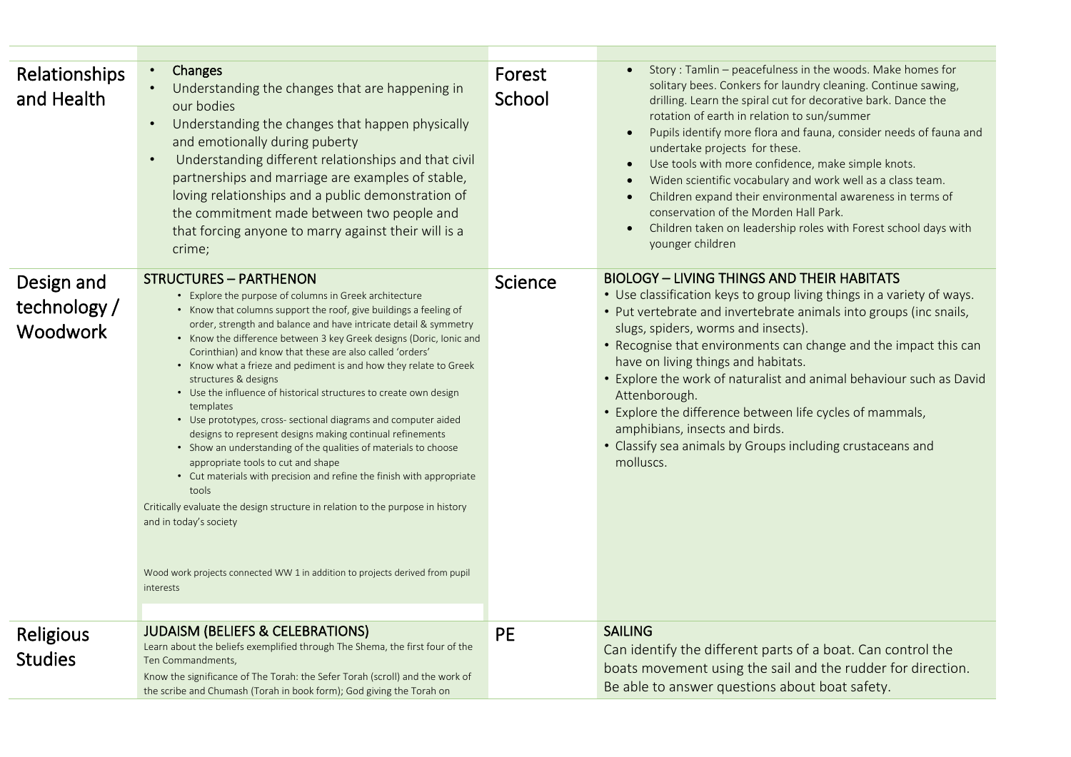| | | | |
|---|---|---|---|
| Relationships and Health | • **Changes**<br>• Understanding the changes that are happening in our bodies<br>• Understanding the changes that happen physically and emotionally during puberty<br>• Understanding different relationships and that civil partnerships and marriage are examples of stable, loving relationships and a public demonstration of the commitment made between two people and that forcing anyone to marry against their will is a crime; | Forest School | • Story : Tamlin – peacefulness in the woods. Make homes for solitary bees. Conkers for laundry cleaning. Continue sawing, drilling. Learn the spiral cut for decorative bark. Dance the rotation of earth in relation to sun/summer<br>• Pupils identify more flora and fauna, consider needs of fauna and undertake projects for these.<br>• Use tools with more confidence, make simple knots.<br>• Widen scientific vocabulary and work well as a class team.<br>• Children expand their environmental awareness in terms of conservation of the Morden Hall Park.<br>• Children taken on leadership roles with Forest school days with younger children |
| Design and technology / Woodwork | **STRUCTURES – PARTHENON**<br>• Explore the purpose of columns in Greek architecture<br>• Know that columns support the roof, give buildings a feeling of order, strength and balance and have intricate detail & symmetry<br>• Know the difference between 3 key Greek designs (Doric, Ionic and Corinthian) and know that these are also called 'orders'<br>• Know what a frieze and pediment is and how they relate to Greek structures & designs<br>• Use the influence of historical structures to create own design templates<br>• Use prototypes, cross- sectional diagrams and computer aided designs to represent designs making continual refinements<br>• Show an understanding of the qualities of materials to choose appropriate tools to cut and shape<br>• Cut materials with precision and refine the finish with appropriate tools<br>Critically evaluate the design structure in relation to the purpose in history and in today's society<br><br>Wood work projects connected WW 1 in addition to projects derived from pupil interests | Science | **BIOLOGY – LIVING THINGS AND THEIR HABITATS**<br>• Use classification keys to group living things in a variety of ways.<br>• Put vertebrate and invertebrate animals into groups (inc snails, slugs, spiders, worms and insects).<br>• Recognise that environments can change and the impact this can have on living things and habitats.<br>• Explore the work of naturalist and animal behaviour such as David Attenborough.<br>• Explore the difference between life cycles of mammals, amphibians, insects and birds.<br>• Classify sea animals by Groups including crustaceans and molluscs. |
| Religious Studies | **JUDAISM (BELIEFS & CELEBRATIONS)**<br>Learn about the beliefs exemplified through The Shema, the first four of the Ten Commandments,<br>Know the significance of The Torah: the Sefer Torah (scroll) and the work of the scribe and Chumash (Torah in book form); God giving the Torah on | PE | **SAILING**<br>Can identify the different parts of a boat. Can control the boats movement using the sail and the rudder for direction. Be able to answer questions about boat safety. |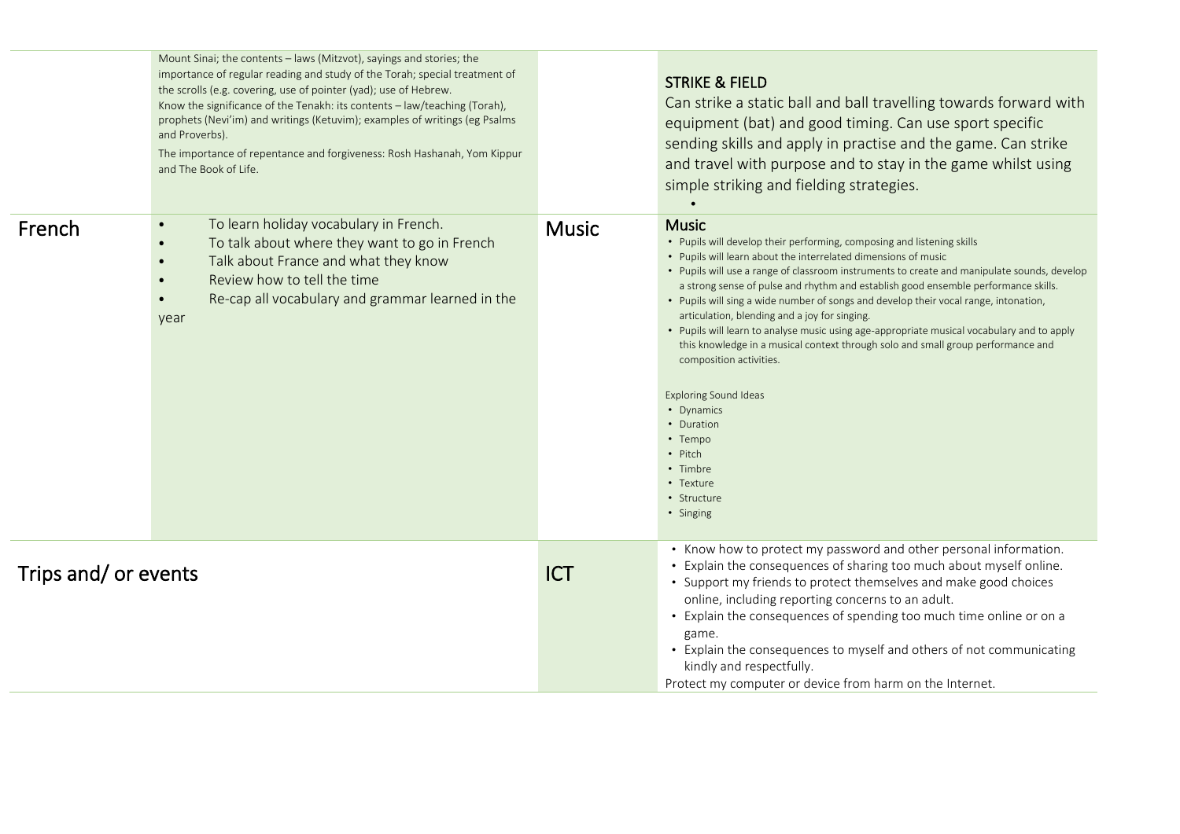| | | | |
|---|---|---|---|
| | Mount Sinai; the contents – laws (Mitzvot), sayings and stories; the importance of regular reading and study of the Torah; special treatment of the scrolls (e.g. covering, use of pointer (yad); use of Hebrew.<br>Know the significance of the Tenakh: its contents – law/teaching (Torah), prophets (Nevi'im) and writings (Ketuvim); examples of writings (eg Psalms and Proverbs).<br>The importance of repentance and forgiveness: Rosh Hashanah, Yom Kippur and The Book of Life. | | STRIKE & FIELD<br>Can strike a static ball and ball travelling towards forward with equipment (bat) and good timing. Can use sport specific sending skills and apply in practise and the game. Can strike and travel with purpose and to stay in the game whilst using simple striking and fielding strategies. |
| French | • To learn holiday vocabulary in French.<br>• To talk about where they want to go in French<br>• Talk about France and what they know<br>• Review how to tell the time<br>• Re-cap all vocabulary and grammar learned in the year | Music | Music<br>• Pupils will develop their performing, composing and listening skills<br>• Pupils will learn about the interrelated dimensions of music<br>• Pupils will use a range of classroom instruments to create and manipulate sounds, develop a strong sense of pulse and rhythm and establish good ensemble performance skills.<br>• Pupils will sing a wide number of songs and develop their vocal range, intonation, articulation, blending and a joy for singing.<br>• Pupils will learn to analyse music using age-appropriate musical vocabulary and to apply this knowledge in a musical context through solo and small group performance and composition activities.<br><br>Exploring Sound Ideas<br>• Dynamics<br>• Duration<br>• Tempo<br>• Pitch<br>• Timbre<br>• Texture<br>• Structure<br>• Singing |
| Trips and/ or events | | ICT | • Know how to protect my password and other personal information.<br>• Explain the consequences of sharing too much about myself online.<br>• Support my friends to protect themselves and make good choices online, including reporting concerns to an adult.<br>• Explain the consequences of spending too much time online or on a game.<br>• Explain the consequences to myself and others of not communicating kindly and respectfully.<br>Protect my computer or device from harm on the Internet. |